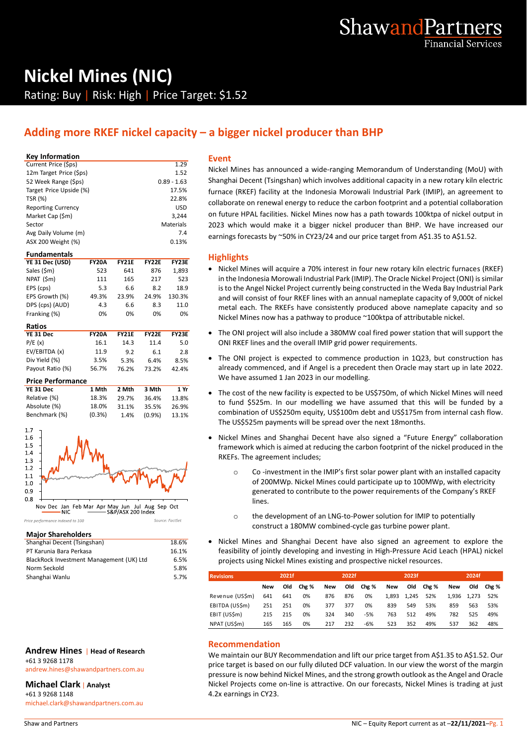# Nickel Mines (NIC)

Rating: Buy | Risk: High | Price Target: $1.52

## Adding more RKEF nickel capacity – a bigger nickel producer than BHP

### Key Information

| Key Information | |
|---|---|
| Current Price ($ps) | 1.29 |
| 12m Target Price ($ps) | 1.52 |
| 52 Week Range ($ps) | 0.89 - 1.63 |
| Target Price Upside (%) | 17.5% |
| TSR (%) | 22.8% |
| Reporting Currency | USD |
| Market Cap ($m) | 3,244 |
| Sector | Materials |
| Avg Daily Volume (m) | 7.4 |
| ASX 200 Weight (%) | 0.13% |

### Fundamentals

| YE 31 Dec (USD) | FY20A | FY21E | FY22E | FY23E |
|---|---|---|---|---|
| Sales ($m) | 523 | 641 | 876 | 1,893 |
| NPAT ($m) | 111 | 165 | 217 | 523 |
| EPS (cps) | 5.3 | 6.6 | 8.2 | 18.9 |
| EPS Growth (%) | 49.3% | 23.9% | 24.9% | 130.3% |
| DPS (cps) (AUD) | 4.3 | 6.6 | 8.3 | 11.0 |
| Franking (%) | 0% | 0% | 0% | 0% |

### Ratios

| YE 31 Dec | FY20A | FY21E | FY22E | FY23E |
|---|---|---|---|---|
| P/E (x) | 16.1 | 14.3 | 11.4 | 5.0 |
| EV/EBITDA (x) | 11.9 | 9.2 | 6.1 | 2.8 |
| Div Yield (%) | 3.5% | 5.3% | 6.4% | 8.5% |
| Payout Ratio (%) | 56.7% | 76.2% | 73.2% | 42.4% |

### Price Performance

| YE 31 Dec | 1 Mth | 2 Mth | 3 Mth | 1 Yr |
|---|---|---|---|---|
| Relative (%) | 18.3% | 29.7% | 36.4% | 13.8% |
| Absolute (%) | 18.0% | 31.1% | 35.5% | 26.9% |
| Benchmark (%) | (0.3%) | 1.4% | (0.9%) | 13.1% |

NIC — S&P/ASX 200 Index

Price performance indexed to 100 — Source: FactSet

### Major Shareholders

| Major Shareholders | |
|---|---|
| Shanghai Decent (Tsingshan) | 18.6% |
| PT Karunia Bara Perkasa | 16.1% |
| BlackRock Investment Management (UK) Ltd | 6.5% |
| Norm Seckold | 5.8% |
| Shanghai Wanlu | 5.7% |

**Andrew Hines** | Head of Research
+61 3 9268 1178
andrew.hines@shawandpartners.com.au

**Michael Clark** | Analyst
+61 3 9268 1148
michael.clark@shawandpartners.com.au

### Event

Nickel Mines has announced a wide-ranging Memorandum of Understanding (MoU) with Shanghai Decent (Tsingshan) which involves additional capacity in a new rotary kiln electric furnace (RKEF) facility at the Indonesia Morowali Industrial Park (IMIP), an agreement to collaborate on renewal energy to reduce the carbon footprint and a potential collaboration on future HPAL facilities. Nickel Mines now has a path towards 100ktpa of nickel output in 2023 which would make it a bigger nickel producer than BHP. We have increased our earnings forecasts by ~50% in CY23/24 and our price target from A$1.35 to A$1.52.

### Highlights

- Nickel Mines will acquire a 70% interest in four new rotary kiln electric furnaces (RKEF) in the Indonesia Morowali Industrial Park (IMIP). The Oracle Nickel Project (ONI) is similar is to the Angel Nickel Project currently being constructed in the Weda Bay Industrial Park and will consist of four RKEF lines with an annual nameplate capacity of 9,000t of nickel metal each. The RKEFs have consistently produced above nameplate capacity and so Nickel Mines now has a pathway to produce ~100ktpa of attributable nickel.
- The ONI project will also include a 380MW coal fired power station that will support the ONI RKEF lines and the overall IMIP grid power requirements.
- The ONI project is expected to commence production in 1Q23, but construction has already commenced, and if Angel is a precedent then Oracle may start up in late 2022. We have assumed 1 Jan 2023 in our modelling.
- The cost of the new facility is expected to be US$750m, of which Nickel Mines will need to fund $525m. In our modelling we have assumed that this will be funded by a combination of US$250m equity, US$100m debt and US$175m from internal cash flow. The US$525m payments will be spread over the next 18months.
- Nickel Mines and Shanghai Decent have also signed a "Future Energy" collaboration framework which is aimed at reducing the carbon footprint of the nickel produced in the RKEFs. The agreement includes;
    - Co -investment in the IMIP's first solar power plant with an installed capacity of 200MWp. Nickel Mines could participate up to 100MWp, with electricity generated to contribute to the power requirements of the Company's RKEF lines.
    - the development of an LNG-to-Power solution for IMIP to potentially construct a 180MW combined-cycle gas turbine power plant.
- Nickel Mines and Shanghai Decent have also signed an agreement to explore the feasibility of jointly developing and investing in High-Pressure Acid Leach (HPAL) nickel projects using Nickel Mines existing and prospective nickel resources.

| Revisions | 2021f | | | 2022f | | | 2023f | | | 2024f | | |
|---|---|---|---|---|---|---|---|---|---|---|---|---|
| | New | Old | Chg % | New | Old | Chg % | New | Old | Chg % | New | Old | Chg % |
| Revenue (US$m) | 641 | 641 | 0% | 876 | 876 | 0% | 1,893 | 1,245 | 52% | 1,936 | 1,273 | 52% |
| EBITDA (US$m) | 251 | 251 | 0% | 377 | 377 | 0% | 839 | 549 | 53% | 859 | 563 | 53% |
| EBIT (US$m) | 215 | 215 | 0% | 324 | 340 | -5% | 763 | 512 | 49% | 782 | 525 | 49% |
| NPAT (US$m) | 165 | 165 | 0% | 217 | 232 | -6% | 523 | 352 | 49% | 537 | 362 | 48% |

### Recommendation

We maintain our BUY Recommendation and lift our price target from A$1.35 to A$1.52. Our price target is based on our fully diluted DCF valuation. In our view the worst of the margin pressure is now behind Nickel Mines, and the strong growth outlook as the Angel and Oracle Nickel Projects come on-line is attractive. On our forecasts, Nickel Mines is trading at just 4.2x earnings in CY23.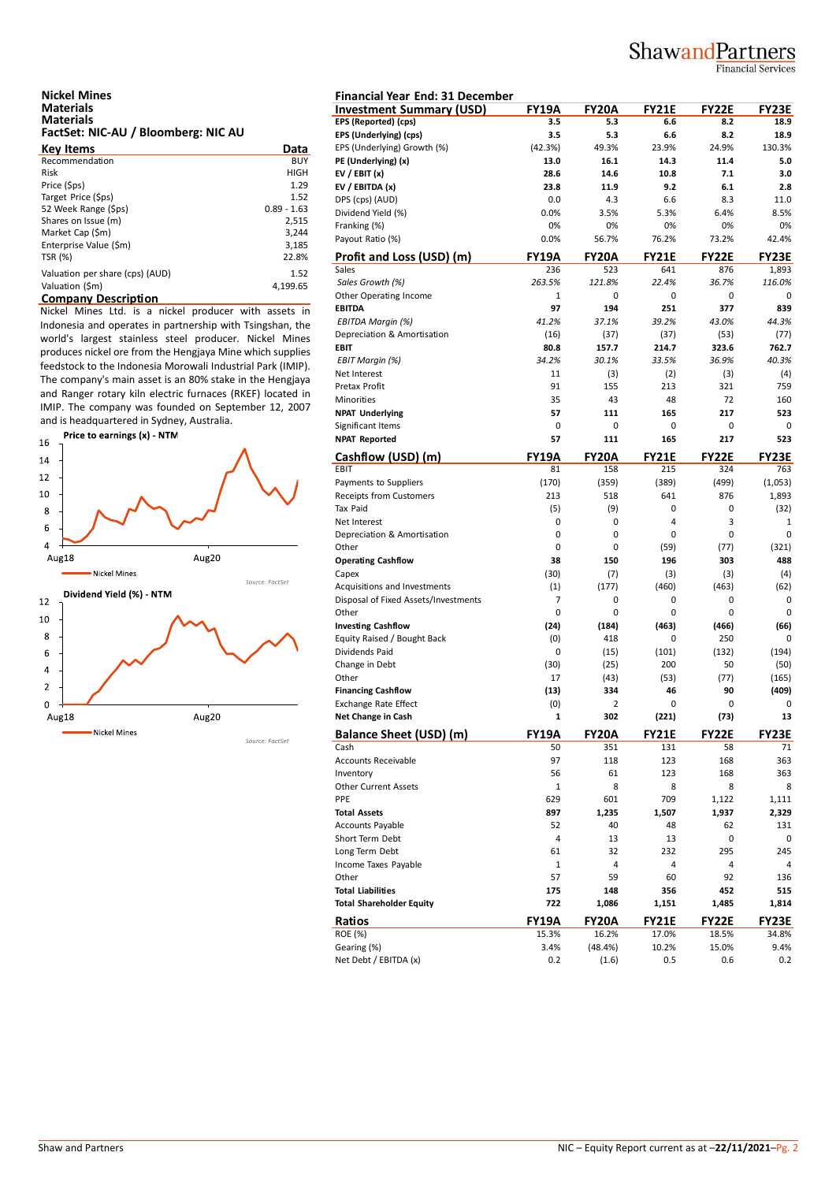## Nickel Mines
**Materials**
**Materials**
**FactSet: NIC-AU / Bloomberg: NIC AU**

| Key Items | Data |
|---|---|
| Recommendation | BUY |
| Risk | HIGH |
| Price ($ps) | 1.29 |
| Target Price ($ps) | 1.52 |
| 52 Week Range ($ps) | 0.89 - 1.63 |
| Shares on Issue (m) | 2,515 |
| Market Cap ($m) | 3,244 |
| Enterprise Value ($m) | 3,185 |
| TSR (%) | 22.8% |
| Valuation per share (cps) (AUD) | 1.52 |
| Valuation ($m) | 4,199.65 |

### Company Description

Nickel Mines Ltd. is a nickel producer with assets in Indonesia and operates in partnership with Tsingshan, the world's largest stainless steel producer. Nickel Mines produces nickel ore from the Hengjaya Mine which supplies feedstock to the Indonesia Morowali Industrial Park (IMIP). The company's main asset is an 80% stake in the Hengjaya and Ranger rotary kiln electric furnaces (RKEF) located in IMIP. The company was founded on September 12, 2007 and is headquartered in Sydney, Australia.

**Price to earnings (x) - NTM**

Nickel Mines

Source: FactSet

**Dividend Yield (%) - NTM**

Nickel Mines

Source: FactSet

**Financial Year End: 31 December**

| Investment Summary (USD) | FY19A | FY20A | FY21E | FY22E | FY23E |
|---|---|---|---|---|---|
| **EPS (Reported) (cps)** | **3.5** | **5.3** | **6.6** | **8.2** | **18.9** |
| **EPS (Underlying) (cps)** | **3.5** | **5.3** | **6.6** | **8.2** | **18.9** |
| EPS (Underlying) Growth (%) | (42.3%) | 49.3% | 23.9% | 24.9% | 130.3% |
| **PE (Underlying) (x)** | **13.0** | **16.1** | **14.3** | **11.4** | **5.0** |
| **EV / EBIT (x)** | **28.6** | **14.6** | **10.8** | **7.1** | **3.0** |
| **EV / EBITDA (x)** | **23.8** | **11.9** | **9.2** | **6.1** | **2.8** |
| DPS (cps) (AUD) | 0.0 | 4.3 | 6.6 | 8.3 | 11.0 |
| Dividend Yield (%) | 0.0% | 3.5% | 5.3% | 6.4% | 8.5% |
| Franking (%) | 0% | 0% | 0% | 0% | 0% |
| Payout Ratio (%) | 0.0% | 56.7% | 76.2% | 73.2% | 42.4% |

| Profit and Loss (USD) (m) | FY19A | FY20A | FY21E | FY22E | FY23E |
|---|---|---|---|---|---|
| Sales | 236 | 523 | 641 | 876 | 1,893 |
| *Sales Growth (%)* | *263.5%* | *121.8%* | *22.4%* | *36.7%* | *116.0%* |
| Other Operating Income | 1 | 0 | 0 | 0 | 0 |
| **EBITDA** | **97** | **194** | **251** | **377** | **839** |
| *EBITDA Margin (%)* | *41.2%* | *37.1%* | *39.2%* | *43.0%* | *44.3%* |
| Depreciation & Amortisation | (16) | (37) | (37) | (53) | (77) |
| **EBIT** | **80.8** | **157.7** | **214.7** | **323.6** | **762.7** |
| *EBIT Margin (%)* | *34.2%* | *30.1%* | *33.5%* | *36.9%* | *40.3%* |
| Net Interest | 11 | (3) | (2) | (3) | (4) |
| Pretax Profit | 91 | 155 | 213 | 321 | 759 |
| Minorities | 35 | 43 | 48 | 72 | 160 |
| **NPAT Underlying** | **57** | **111** | **165** | **217** | **523** |
| Significant Items | 0 | 0 | 0 | 0 | 0 |
| **NPAT Reported** | **57** | **111** | **165** | **217** | **523** |

| Cashflow (USD) (m) | FY19A | FY20A | FY21E | FY22E | FY23E |
|---|---|---|---|---|---|
| EBIT | 81 | 158 | 215 | 324 | 763 |
| Payments to Suppliers | (170) | (359) | (389) | (499) | (1,053) |
| Receipts from Customers | 213 | 518 | 641 | 876 | 1,893 |
| Tax Paid | (5) | (9) | 0 | 0 | (32) |
| Net Interest | 0 | 0 | 4 | 3 | 1 |
| Depreciation & Amortisation | 0 | 0 | 0 | 0 | 0 |
| Other | 0 | 0 | (59) | (77) | (321) |
| **Operating Cashflow** | **38** | **150** | **196** | **303** | **488** |
| Capex | (30) | (7) | (3) | (3) | (4) |
| Acquisitions and Investments | (1) | (177) | (460) | (463) | (62) |
| Disposal of Fixed Assets/Investments | 7 | 0 | 0 | 0 | 0 |
| Other | 0 | 0 | 0 | 0 | 0 |
| **Investing Cashflow** | **(24)** | **(184)** | **(463)** | **(466)** | **(66)** |
| Equity Raised / Bought Back | (0) | 418 | 0 | 250 | 0 |
| Dividends Paid | 0 | (15) | (101) | (132) | (194) |
| Change in Debt | (30) | (25) | 200 | 50 | (50) |
| Other | 17 | (43) | (53) | (77) | (165) |
| **Financing Cashflow** | **(13)** | **334** | **46** | **90** | **(409)** |
| Exchange Rate Effect | (0) | 2 | 0 | 0 | 0 |
| **Net Change in Cash** | **1** | **302** | **(221)** | **(73)** | **13** |

| Balance Sheet (USD) (m) | FY19A | FY20A | FY21E | FY22E | FY23E |
|---|---|---|---|---|---|
| Cash | 50 | 351 | 131 | 58 | 71 |
| Accounts Receivable | 97 | 118 | 123 | 168 | 363 |
| Inventory | 56 | 61 | 123 | 168 | 363 |
| Other Current Assets | 1 | 8 | 8 | 8 | 8 |
| PPE | 629 | 601 | 709 | 1,122 | 1,111 |
| **Total Assets** | **897** | **1,235** | **1,507** | **1,937** | **2,329** |
| Accounts Payable | 52 | 40 | 48 | 62 | 131 |
| Short Term Debt | 4 | 13 | 13 | 0 | 0 |
| Long Term Debt | 61 | 32 | 232 | 295 | 245 |
| Income Taxes Payable | 1 | 4 | 4 | 4 | 4 |
| Other | 57 | 59 | 60 | 92 | 136 |
| **Total Liabilities** | **175** | **148** | **356** | **452** | **515** |
| **Total Shareholder Equity** | **722** | **1,086** | **1,151** | **1,485** | **1,814** |

| Ratios | FY19A | FY20A | FY21E | FY22E | FY23E |
|---|---|---|---|---|---|
| ROE (%) | 15.3% | 16.2% | 17.0% | 18.5% | 34.8% |
| Gearing (%) | 3.4% | (48.4%) | 10.2% | 15.0% | 9.4% |
| Net Debt / EBITDA (x) | 0.2 | (1.6) | 0.5 | 0.6 | 0.2 |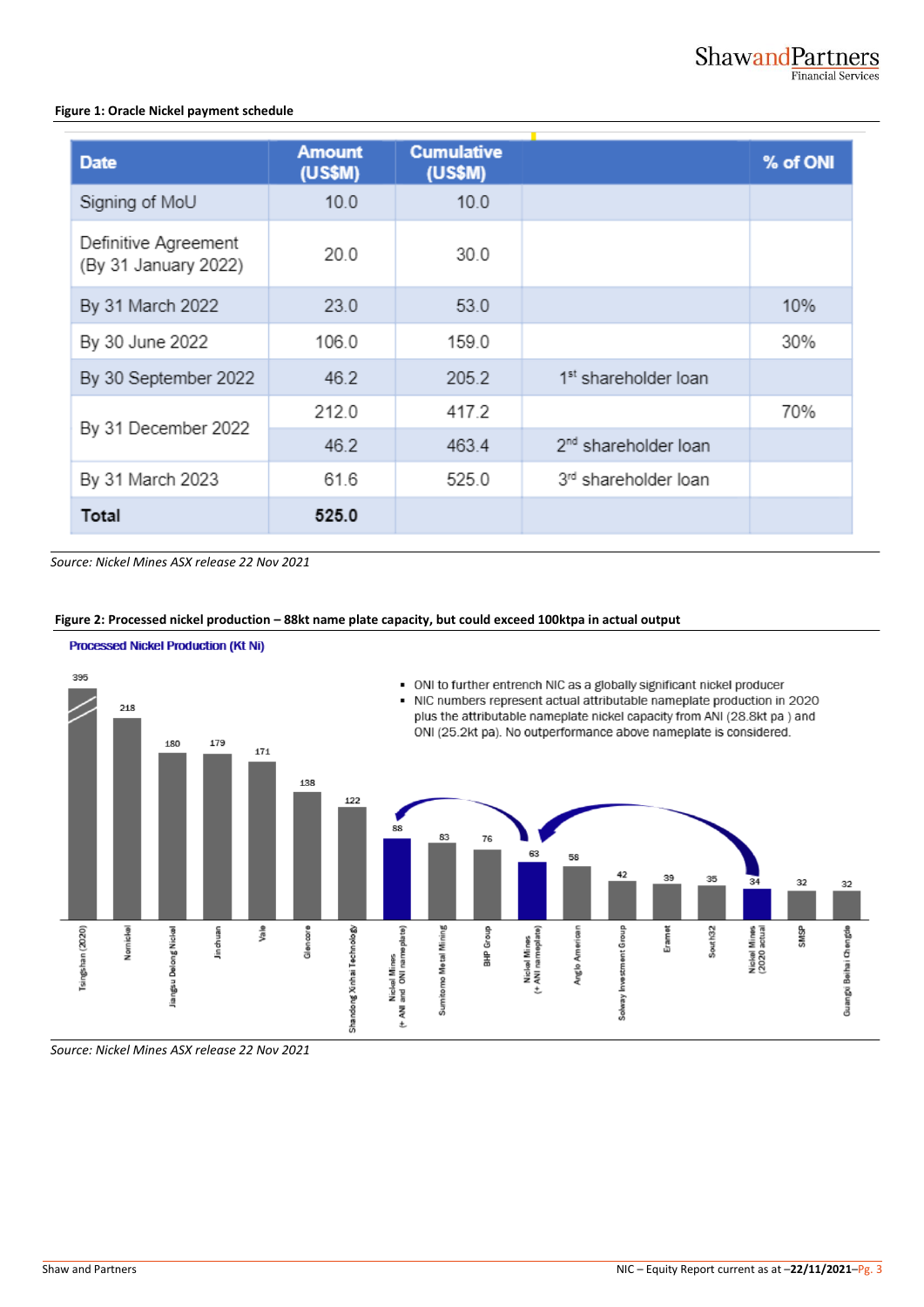**Figure 1: Oracle Nickel payment schedule**

| Date | Amount (US$M) | Cumulative (US$M) | | % of ONI |
|---|---|---|---|---|
| Signing of MoU | 10.0 | 10.0 | | |
| Definitive Agreement (By 31 January 2022) | 20.0 | 30.0 | | |
| By 31 March 2022 | 23.0 | 53.0 | | 10% |
| By 30 June 2022 | 106.0 | 159.0 | | 30% |
| By 30 September 2022 | 46.2 | 205.2 | 1st shareholder loan | |
| By 31 December 2022 | 212.0 | 417.2 | | 70% |
| | 46.2 | 463.4 | 2nd shareholder loan | |
| By 31 March 2023 | 61.6 | 525.0 | 3rd shareholder loan | |
| **Total** | **525.0** | | | |

*Source: Nickel Mines ASX release 22 Nov 2021*

**Figure 2: Processed nickel production – 88kt name plate capacity, but could exceed 100ktpa in actual output**

Processed Nickel Production (Kt Ni)

- ONI to further entrench NIC as a globally significant nickel producer
- NIC numbers represent actual attributable nameplate production in 2020 plus the attributable nameplate nickel capacity from ANI (28.8kt pa ) and ONI (25.2kt pa). No outperformance above nameplate is considered.

| Producer | Kt Ni |
|---|---|
| Tsingshan (2020) | 395 |
| Nornickel | 218 |
| Jiangsu Delong Nickel | 180 |
| Jinchuan | 179 |
| Vale | 171 |
| Glencore | 138 |
| Shandong Xinhai Technology | 122 |
| Nickel Mines (+ ANI and ONI nameplate) | 88 |
| Sumitomo Metal Mining | 83 |
| BHP Group | 76 |
| Nickel Mines (+ ANI nameplate) | 63 |
| Anglo American | 58 |
| Solway Investment Group | 42 |
| Eramet | 39 |
| South32 | 35 |
| Nickel Mines (2020 actual) | 34 |
| SMSP | 32 |
| Guangxi Beihai Chengde | 32 |

*Source: Nickel Mines ASX release 22 Nov 2021*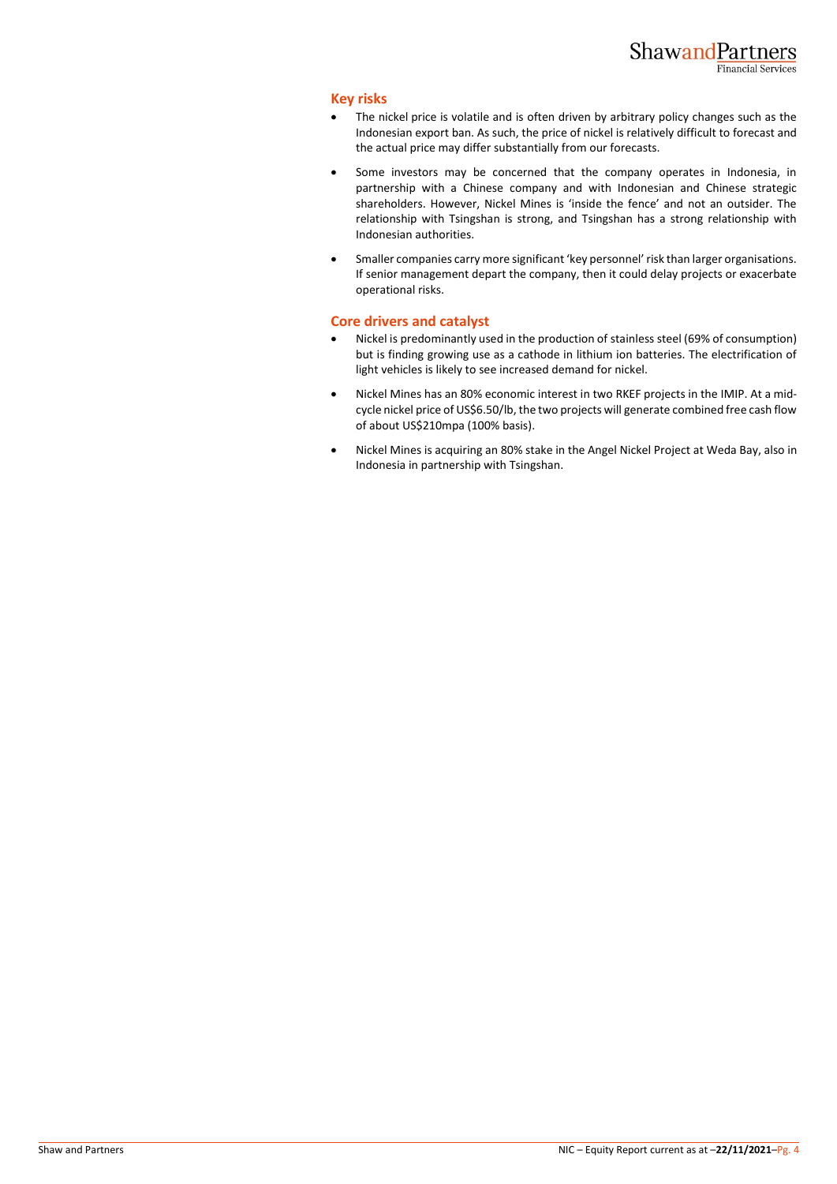## Key risks

- The nickel price is volatile and is often driven by arbitrary policy changes such as the Indonesian export ban. As such, the price of nickel is relatively difficult to forecast and the actual price may differ substantially from our forecasts.
- Some investors may be concerned that the company operates in Indonesia, in partnership with a Chinese company and with Indonesian and Chinese strategic shareholders. However, Nickel Mines is 'inside the fence' and not an outsider. The relationship with Tsingshan is strong, and Tsingshan has a strong relationship with Indonesian authorities.
- Smaller companies carry more significant 'key personnel' risk than larger organisations. If senior management depart the company, then it could delay projects or exacerbate operational risks.

## Core drivers and catalyst

- Nickel is predominantly used in the production of stainless steel (69% of consumption) but is finding growing use as a cathode in lithium ion batteries. The electrification of light vehicles is likely to see increased demand for nickel.
- Nickel Mines has an 80% economic interest in two RKEF projects in the IMIP. At a mid-cycle nickel price of US$6.50/lb, the two projects will generate combined free cash flow of about US$210mpa (100% basis).
- Nickel Mines is acquiring an 80% stake in the Angel Nickel Project at Weda Bay, also in Indonesia in partnership with Tsingshan.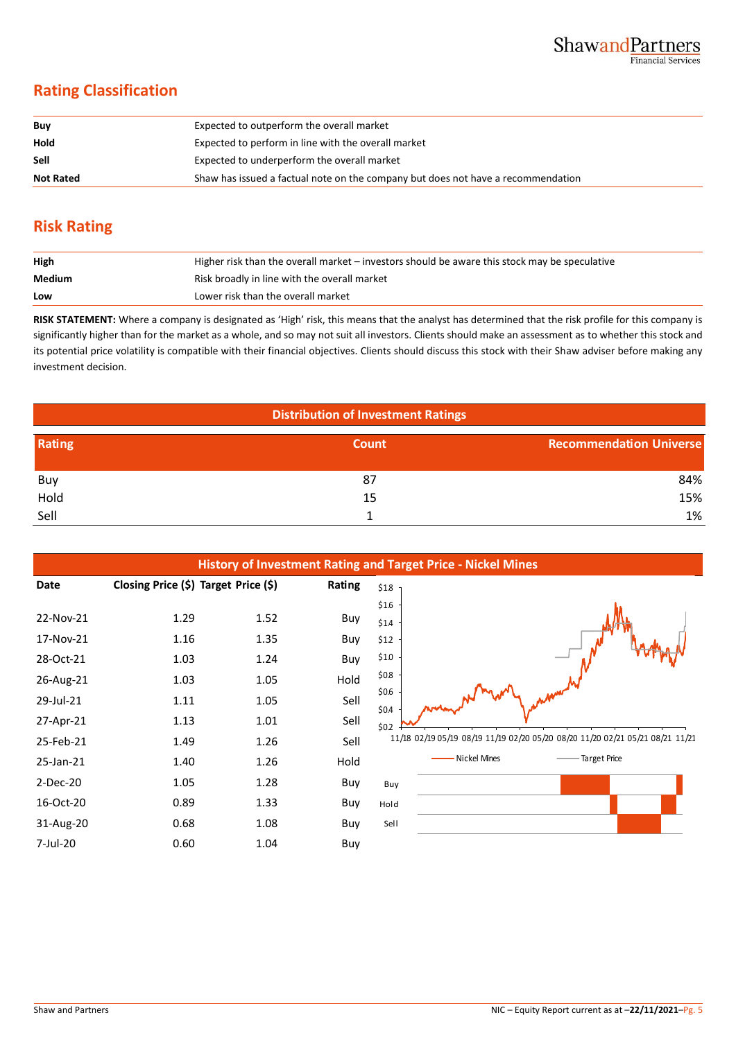## Rating Classification

| | |
|---|---|
| **Buy** | Expected to outperform the overall market |
| **Hold** | Expected to perform in line with the overall market |
| **Sell** | Expected to underperform the overall market |
| **Not Rated** | Shaw has issued a factual note on the company but does not have a recommendation |

## Risk Rating

| | |
|---|---|
| **High** | Higher risk than the overall market – investors should be aware this stock may be speculative |
| **Medium** | Risk broadly in line with the overall market |
| **Low** | Lower risk than the overall market |

**RISK STATEMENT:** Where a company is designated as 'High' risk, this means that the analyst has determined that the risk profile for this company is significantly higher than for the market as a whole, and so may not suit all investors. Clients should make an assessment as to whether this stock and its potential price volatility is compatible with their financial objectives. Clients should discuss this stock with their Shaw adviser before making any investment decision.

**Distribution of Investment Ratings**

| Rating | Count | Recommendation Universe |
|---|---|---|
| Buy | 87 | 84% |
| Hold | 15 | 15% |
| Sell | 1 | 1% |

**History of Investment Rating and Target Price - Nickel Mines**

| Date | Closing Price ($) | Target Price ($) | Rating |
|---|---|---|---|
| 22-Nov-21 | 1.29 | 1.52 | Buy |
| 17-Nov-21 | 1.16 | 1.35 | Buy |
| 28-Oct-21 | 1.03 | 1.24 | Buy |
| 26-Aug-21 | 1.03 | 1.05 | Hold |
| 29-Jul-21 | 1.11 | 1.05 | Sell |
| 27-Apr-21 | 1.13 | 1.01 | Sell |
| 25-Feb-21 | 1.49 | 1.26 | Sell |
| 25-Jan-21 | 1.40 | 1.26 | Hold |
| 2-Dec-20 | 1.05 | 1.28 | Buy |
| 16-Oct-20 | 0.89 | 1.33 | Buy |
| 31-Aug-20 | 0.68 | 1.08 | Buy |
| 7-Jul-20 | 0.60 | 1.04 | Buy |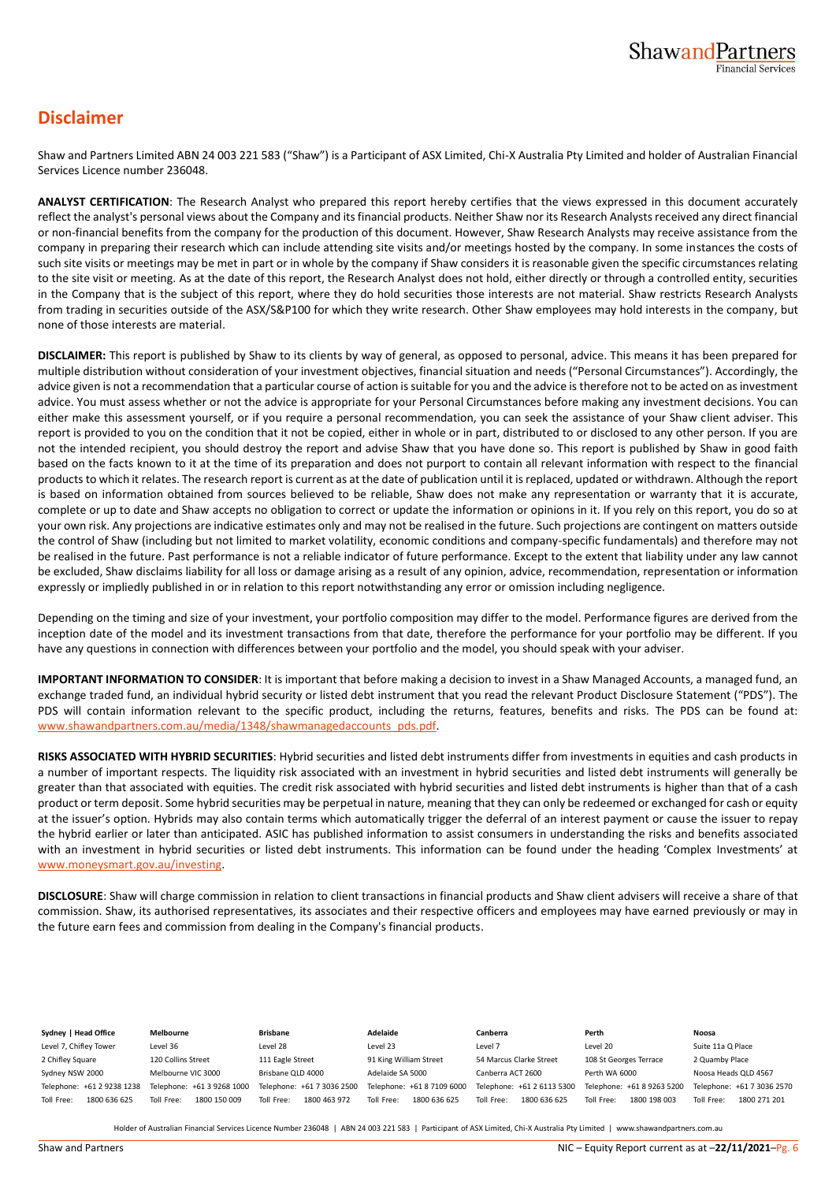# Disclaimer

Shaw and Partners Limited ABN 24 003 221 583 ("Shaw") is a Participant of ASX Limited, Chi-X Australia Pty Limited and holder of Australian Financial Services Licence number 236048.

**ANALYST CERTIFICATION**: The Research Analyst who prepared this report hereby certifies that the views expressed in this document accurately reflect the analyst's personal views about the Company and its financial products. Neither Shaw nor its Research Analysts received any direct financial or non-financial benefits from the company for the production of this document. However, Shaw Research Analysts may receive assistance from the company in preparing their research which can include attending site visits and/or meetings hosted by the company. In some instances the costs of such site visits or meetings may be met in part or in whole by the company if Shaw considers it is reasonable given the specific circumstances relating to the site visit or meeting. As at the date of this report, the Research Analyst does not hold, either directly or through a controlled entity, securities in the Company that is the subject of this report, where they do hold securities those interests are not material. Shaw restricts Research Analysts from trading in securities outside of the ASX/S&P100 for which they write research. Other Shaw employees may hold interests in the company, but none of those interests are material.

**DISCLAIMER:** This report is published by Shaw to its clients by way of general, as opposed to personal, advice. This means it has been prepared for multiple distribution without consideration of your investment objectives, financial situation and needs ("Personal Circumstances"). Accordingly, the advice given is not a recommendation that a particular course of action is suitable for you and the advice is therefore not to be acted on as investment advice. You must assess whether or not the advice is appropriate for your Personal Circumstances before making any investment decisions. You can either make this assessment yourself, or if you require a personal recommendation, you can seek the assistance of your Shaw client adviser. This report is provided to you on the condition that it not be copied, either in whole or in part, distributed to or disclosed to any other person. If you are not the intended recipient, you should destroy the report and advise Shaw that you have done so. This report is published by Shaw in good faith based on the facts known to it at the time of its preparation and does not purport to contain all relevant information with respect to the financial products to which it relates. The research report is current as at the date of publication until it is replaced, updated or withdrawn. Although the report is based on information obtained from sources believed to be reliable, Shaw does not make any representation or warranty that it is accurate, complete or up to date and Shaw accepts no obligation to correct or update the information or opinions in it. If you rely on this report, you do so at your own risk. Any projections are indicative estimates only and may not be realised in the future. Such projections are contingent on matters outside the control of Shaw (including but not limited to market volatility, economic conditions and company-specific fundamentals) and therefore may not be realised in the future. Past performance is not a reliable indicator of future performance. Except to the extent that liability under any law cannot be excluded, Shaw disclaims liability for all loss or damage arising as a result of any opinion, advice, recommendation, representation or information expressly or impliedly published in or in relation to this report notwithstanding any error or omission including negligence.

Depending on the timing and size of your investment, your portfolio composition may differ to the model. Performance figures are derived from the inception date of the model and its investment transactions from that date, therefore the performance for your portfolio may be different. If you have any questions in connection with differences between your portfolio and the model, you should speak with your adviser.

**IMPORTANT INFORMATION TO CONSIDER**: It is important that before making a decision to invest in a Shaw Managed Accounts, a managed fund, an exchange traded fund, an individual hybrid security or listed debt instrument that you read the relevant Product Disclosure Statement ("PDS"). The PDS will contain information relevant to the specific product, including the returns, features, benefits and risks. The PDS can be found at: www.shawandpartners.com.au/media/1348/shawmanagedaccounts_pds.pdf.

**RISKS ASSOCIATED WITH HYBRID SECURITIES**: Hybrid securities and listed debt instruments differ from investments in equities and cash products in a number of important respects. The liquidity risk associated with an investment in hybrid securities and listed debt instruments will generally be greater than that associated with equities. The credit risk associated with hybrid securities and listed debt instruments is higher than that of a cash product or term deposit. Some hybrid securities may be perpetual in nature, meaning that they can only be redeemed or exchanged for cash or equity at the issuer's option. Hybrids may also contain terms which automatically trigger the deferral of an interest payment or cause the issuer to repay the hybrid earlier or later than anticipated. ASIC has published information to assist consumers in understanding the risks and benefits associated with an investment in hybrid securities or listed debt instruments. This information can be found under the heading 'Complex Investments' at www.moneysmart.gov.au/investing.

**DISCLOSURE**: Shaw will charge commission in relation to client transactions in financial products and Shaw client advisers will receive a share of that commission. Shaw, its authorised representatives, its associates and their respective officers and employees may have earned previously or may in the future earn fees and commission from dealing in the Company's financial products.

| Sydney \| Head Office | Melbourne | Brisbane | Adelaide | Canberra | Perth | Noosa |
|---|---|---|---|---|---|---|
| Level 7, Chifley Tower | Level 36 | Level 28 | Level 23 | Level 7 | Level 20 | Suite 11a Q Place |
| 2 Chifley Square | 120 Collins Street | 111 Eagle Street | 91 King William Street | 54 Marcus Clarke Street | 108 St Georges Terrace | 2 Quamby Place |
| Sydney NSW 2000 | Melbourne VIC 3000 | Brisbane QLD 4000 | Adelaide SA 5000 | Canberra ACT 2600 | Perth WA 6000 | Noosa Heads QLD 4567 |
| Telephone: +61 2 9238 1238 | Telephone: +61 3 9268 1000 | Telephone: +61 7 3036 2500 | Telephone: +61 8 7109 6000 | Telephone: +61 2 6113 5300 | Telephone: +61 8 9263 5200 | Telephone: +61 7 3036 2570 |
| Toll Free: 1800 636 625 | Toll Free: 1800 150 009 | Toll Free: 1800 463 972 | Toll Free: 1800 636 625 | Toll Free: 1800 636 625 | Toll Free: 1800 198 003 | Toll Free: 1800 271 201 |

Holder of Australian Financial Services Licence Number 236048 | ABN 24 003 221 583 | Participant of ASX Limited, Chi-X Australia Pty Limited | www.shawandpartners.com.au